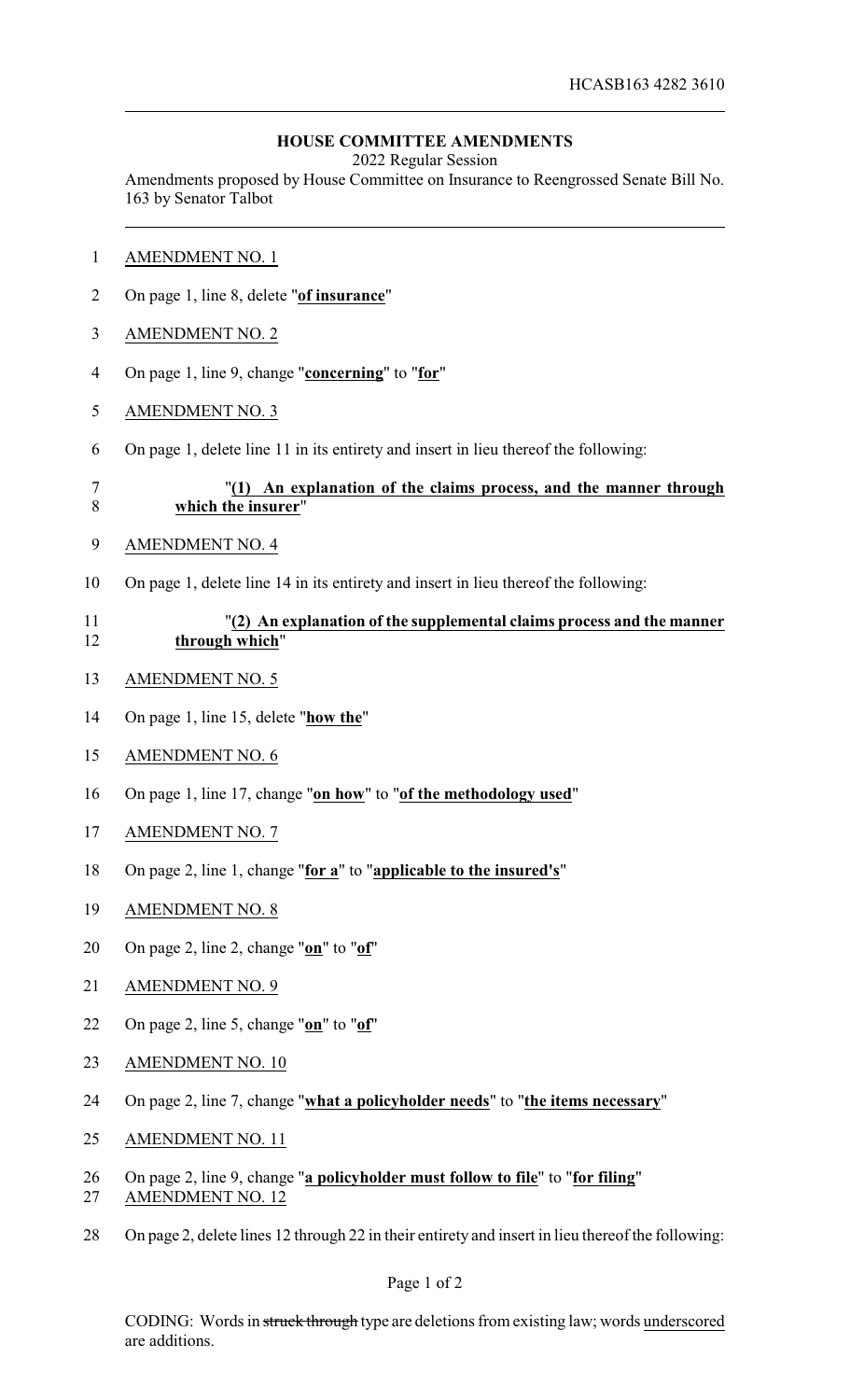HCASB163 4282 3610

# HOUSE COMMITTEE AMENDMENTS

2022 Regular Session

Amendments proposed by House Committee on Insurance to Reengrossed Senate Bill No. 163 by Senator Talbot

AMENDMENT NO. 1

On page 1, line 8, delete "**of insurance**"

AMENDMENT NO. 2

On page 1, line 9, change "**concerning**" to "**for**"

AMENDMENT NO. 3

On page 1, delete line 11 in its entirety and insert in lieu thereof the following:

"**(1) An explanation of the claims process, and the manner through which the insurer**"

AMENDMENT NO. 4

On page 1, delete line 14 in its entirety and insert in lieu thereof the following:

"**(2) An explanation of the supplemental claims process and the manner through which**"

AMENDMENT NO. 5

On page 1, line 15, delete "**how the**"

AMENDMENT NO. 6

On page 1, line 17, change "**on how**" to "**of the methodology used**"

AMENDMENT NO. 7

On page 2, line 1, change "**for a**" to "**applicable to the insured's**"

AMENDMENT NO. 8

On page 2, line 2, change "**on**" to "**of**"

AMENDMENT NO. 9

On page 2, line 5, change "**on**" to "**of**"

AMENDMENT NO. 10

On page 2, line 7, change "**what a policyholder needs**" to "**the items necessary**"

AMENDMENT NO. 11

On page 2, line 9, change "**a policyholder must follow to file**" to "**for filing**"

AMENDMENT NO. 12

On page 2, delete lines 12 through 22 in their entirety and insert in lieu thereof the following:

CODING: Words in ~~struck through~~ type are deletions from existing law; words underscored are additions.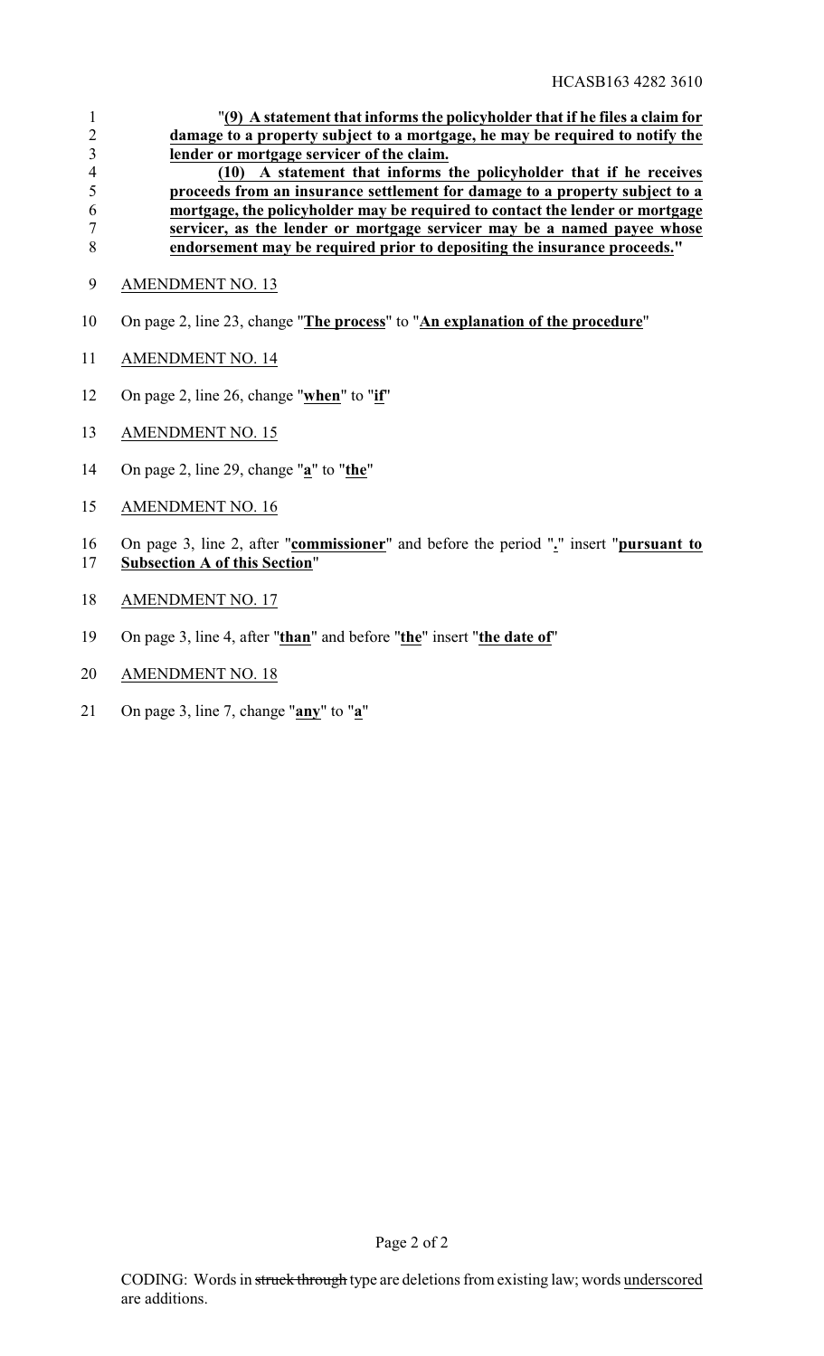"**(9) A statement that informs the policyholder that if he files a claim for damage to a property subject to a mortgage, he may be required to notify the lender or mortgage servicer of the claim.**

**(10) A statement that informs the policyholder that if he receives proceeds from an insurance settlement for damage to a property subject to a mortgage, the policyholder may be required to contact the lender or mortgage servicer, as the lender or mortgage servicer may be a named payee whose endorsement may be required prior to depositing the insurance proceeds.**"

AMENDMENT NO. 13

On page 2, line 23, change "**The process**" to "**An explanation of the procedure**"

AMENDMENT NO. 14

On page 2, line 26, change "**when**" to "**if**"

AMENDMENT NO. 15

On page 2, line 29, change "**a**" to "**the**"

AMENDMENT NO. 16

On page 3, line 2, after "**commissioner**" and before the period "**.**" insert "**pursuant to Subsection A of this Section**"

AMENDMENT NO. 17

On page 3, line 4, after "**than**" and before "**the**" insert "**the date of**"

AMENDMENT NO. 18

On page 3, line 7, change "**any**" to "**a**"

CODING: Words in ~~struck through~~ type are deletions from existing law; words underscored are additions.